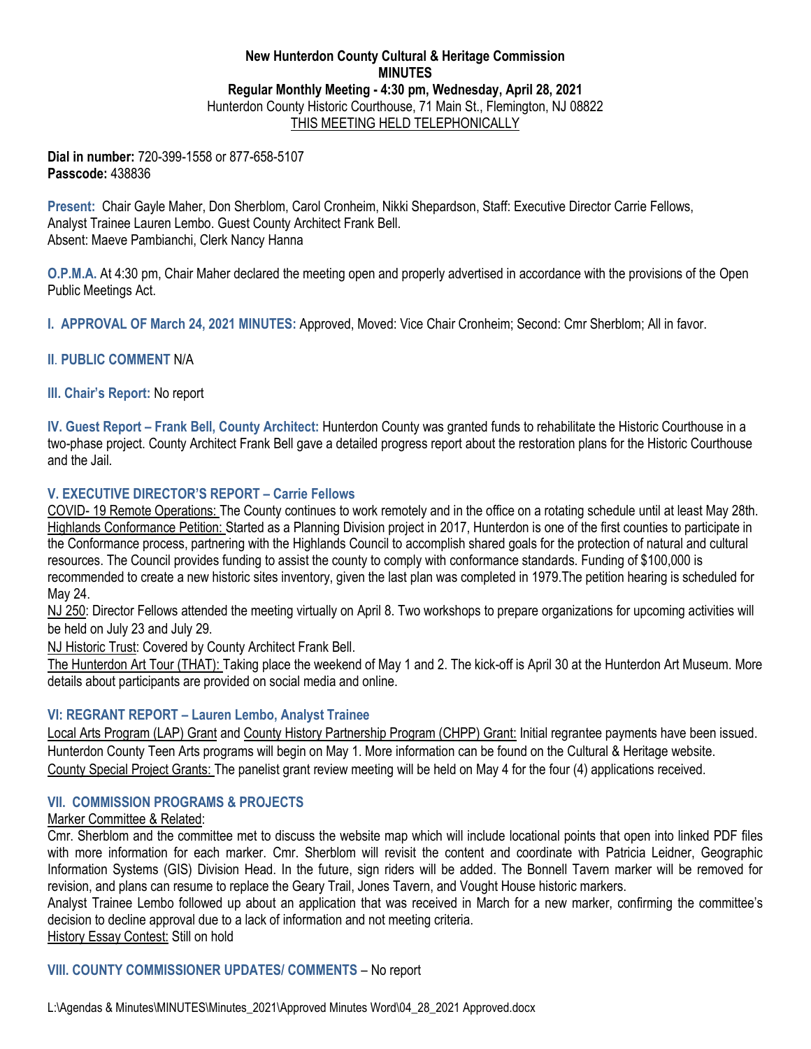**New Hunterdon County Cultural & Heritage Commission**
**MINUTES**
**Regular Monthly Meeting - 4:30 pm, Wednesday, April 28, 2021**
Hunterdon County Historic Courthouse, 71 Main St., Flemington, NJ 08822
THIS MEETING HELD TELEPHONICALLY

**Dial in number:** 720-399-1558 or 877-658-5107
**Passcode:** 438836

**Present:** Chair Gayle Maher, Don Sherblom, Carol Cronheim, Nikki Shepardson, Staff: Executive Director Carrie Fellows, Analyst Trainee Lauren Lembo. Guest County Architect Frank Bell.
Absent: Maeve Pambianchi, Clerk Nancy Hanna

**O.P.M.A.** At 4:30 pm, Chair Maher declared the meeting open and properly advertised in accordance with the provisions of the Open Public Meetings Act.

**I. APPROVAL OF March 24, 2021 MINUTES:** Approved, Moved: Vice Chair Cronheim; Second: Cmr Sherblom; All in favor.

**II. PUBLIC COMMENT** N/A

**III. Chair's Report:** No report

**IV. Guest Report – Frank Bell, County Architect:** Hunterdon County was granted funds to rehabilitate the Historic Courthouse in a two-phase project. County Architect Frank Bell gave a detailed progress report about the restoration plans for the Historic Courthouse and the Jail.

## V. EXECUTIVE DIRECTOR'S REPORT – Carrie Fellows

COVID- 19 Remote Operations: The County continues to work remotely and in the office on a rotating schedule until at least May 28th.
Highlands Conformance Petition: Started as a Planning Division project in 2017, Hunterdon is one of the first counties to participate in the Conformance process, partnering with the Highlands Council to accomplish shared goals for the protection of natural and cultural resources. The Council provides funding to assist the county to comply with conformance standards. Funding of $100,000 is recommended to create a new historic sites inventory, given the last plan was completed in 1979.The petition hearing is scheduled for May 24.
NJ 250: Director Fellows attended the meeting virtually on April 8. Two workshops to prepare organizations for upcoming activities will be held on July 23 and July 29.
NJ Historic Trust: Covered by County Architect Frank Bell.
The Hunterdon Art Tour (THAT): Taking place the weekend of May 1 and 2. The kick-off is April 30 at the Hunterdon Art Museum. More details about participants are provided on social media and online.

## VI: REGRANT REPORT – Lauren Lembo, Analyst Trainee

Local Arts Program (LAP) Grant and County History Partnership Program (CHPP) Grant: Initial regrantee payments have been issued. Hunterdon County Teen Arts programs will begin on May 1. More information can be found on the Cultural & Heritage website.
County Special Project Grants: The panelist grant review meeting will be held on May 4 for the four (4) applications received.

## VII. COMMISSION PROGRAMS & PROJECTS

Marker Committee & Related:
Cmr. Sherblom and the committee met to discuss the website map which will include locational points that open into linked PDF files with more information for each marker. Cmr. Sherblom will revisit the content and coordinate with Patricia Leidner, Geographic Information Systems (GIS) Division Head. In the future, sign riders will be added. The Bonnell Tavern marker will be removed for revision, and plans can resume to replace the Geary Trail, Jones Tavern, and Vought House historic markers.
Analyst Trainee Lembo followed up about an application that was received in March for a new marker, confirming the committee's decision to decline approval due to a lack of information and not meeting criteria.
History Essay Contest: Still on hold

**VIII. COUNTY COMMISSIONER UPDATES/ COMMENTS** – No report

L:\Agendas & Minutes\MINUTES\Minutes_2021\Approved Minutes Word\04_28_2021 Approved.docx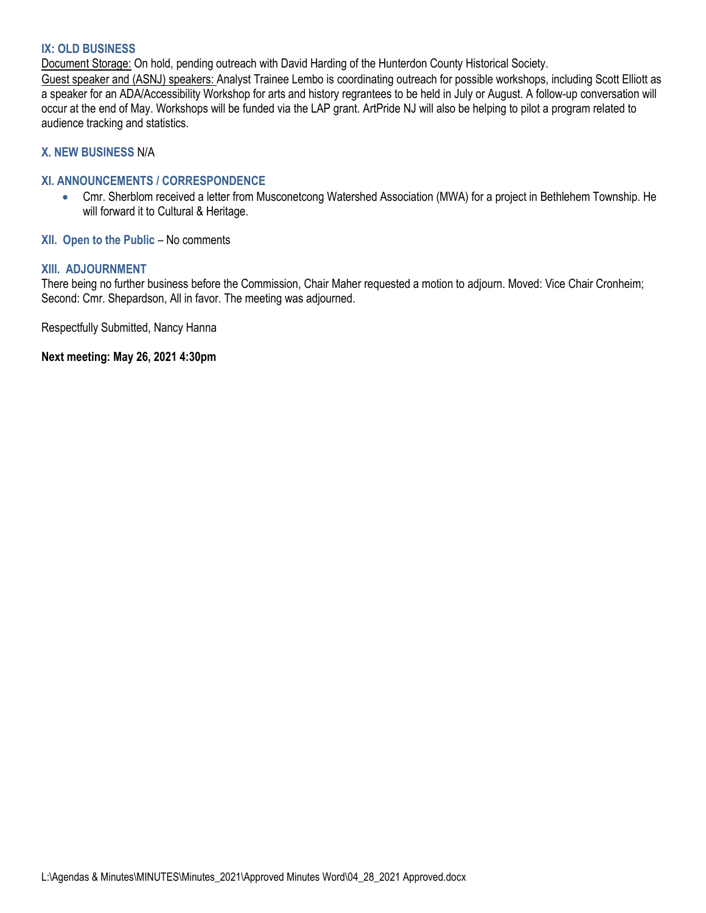## IX: OLD BUSINESS

Document Storage: On hold, pending outreach with David Harding of the Hunterdon County Historical Society.

Guest speaker and (ASNJ) speakers: Analyst Trainee Lembo is coordinating outreach for possible workshops, including Scott Elliott as a speaker for an ADA/Accessibility Workshop for arts and history regrantees to be held in July or August. A follow-up conversation will occur at the end of May. Workshops will be funded via the LAP grant. ArtPride NJ will also be helping to pilot a program related to audience tracking and statistics.

## X. NEW BUSINESS N/A

## XI. ANNOUNCEMENTS / CORRESPONDENCE

- Cmr. Sherblom received a letter from Musconetcong Watershed Association (MWA) for a project in Bethlehem Township. He will forward it to Cultural & Heritage.

## XII. Open to the Public – No comments

## XIII. ADJOURNMENT

There being no further business before the Commission, Chair Maher requested a motion to adjourn. Moved: Vice Chair Cronheim; Second: Cmr. Shepardson, All in favor. The meeting was adjourned.

Respectfully Submitted, Nancy Hanna

**Next meeting: May 26, 2021 4:30pm**

L:\Agendas & Minutes\MINUTES\Minutes_2021\Approved Minutes Word\04_28_2021 Approved.docx